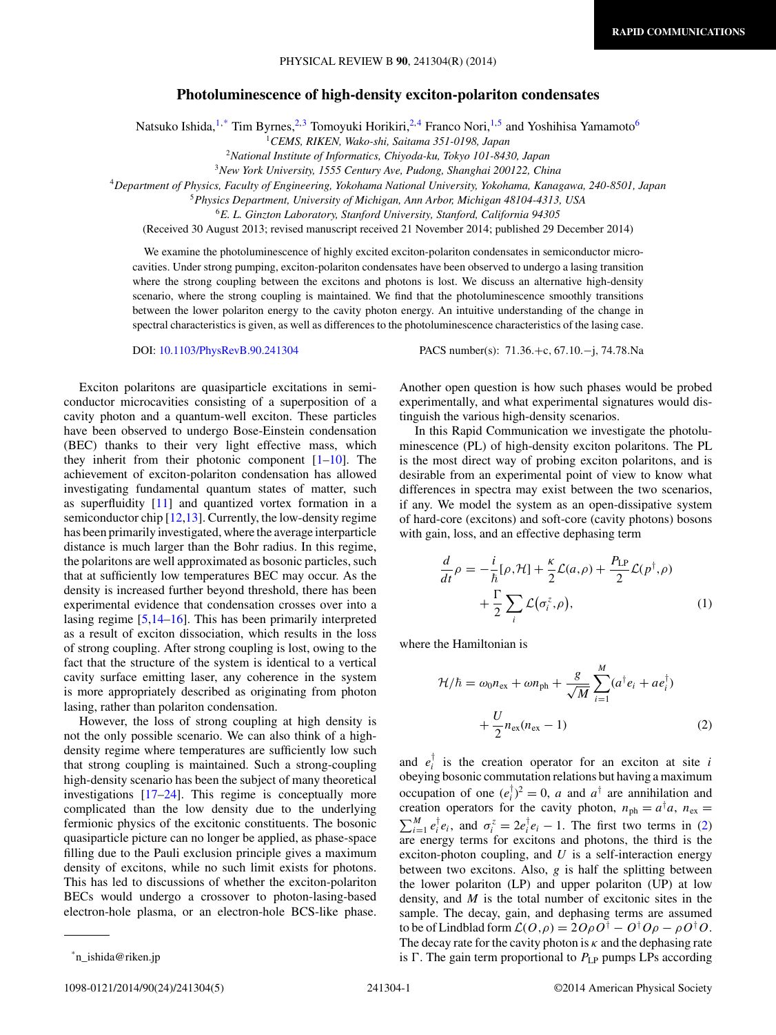RAPID COMMUNICATIONS

# Photoluminescence of high-density exciton-polariton condensates

Natsuko Ishida,[1,*] Tim Byrnes,[2,3] Tomoyuki Horikiri,[2,4] Franco Nori,[1,5] and Yoshihisa Yamamoto[6]

[1]CEMS, RIKEN, Wako-shi, Saitama 351-0198, Japan

[2]National Institute of Informatics, Chiyoda-ku, Tokyo 101-8430, Japan

[3]New York University, 1555 Century Ave, Pudong, Shanghai 200122, China

[4]Department of Physics, Faculty of Engineering, Yokohama National University, Yokohama, Kanagawa, 240-8501, Japan

[5]Physics Department, University of Michigan, Ann Arbor, Michigan 48104-4313, USA

[6]E. L. Ginzton Laboratory, Stanford University, Stanford, California 94305

(Received 30 August 2013; revised manuscript received 21 November 2014; published 29 December 2014)

We examine the photoluminescence of highly excited exciton-polariton condensates in semiconductor microcavities. Under strong pumping, exciton-polariton condensates have been observed to undergo a lasing transition where the strong coupling between the excitons and photons is lost. We discuss an alternative high-density scenario, where the strong coupling is maintained. We find that the photoluminescence smoothly transitions between the lower polariton energy to the cavity photon energy. An intuitive understanding of the change in spectral characteristics is given, as well as differences to the photoluminescence characteristics of the lasing case.

DOI: 10.1103/PhysRevB.90.241304 PACS number(s): 71.36.+c, 67.10.−j, 74.78.Na

Exciton polaritons are quasiparticle excitations in semiconductor microcavities consisting of a superposition of a cavity photon and a quantum-well exciton. These particles have been observed to undergo Bose-Einstein condensation (BEC) thanks to their very light effective mass, which they inherit from their photonic component [1–10]. The achievement of exciton-polariton condensation has allowed investigating fundamental quantum states of matter, such as superfluidity [11] and quantized vortex formation in a semiconductor chip [12,13]. Currently, the low-density regime has been primarily investigated, where the average interparticle distance is much larger than the Bohr radius. In this regime, the polaritons are well approximated as bosonic particles, such that at sufficiently low temperatures BEC may occur. As the density is increased further beyond threshold, there has been experimental evidence that condensation crosses over into a lasing regime [5,14–16]. This has been primarily interpreted as a result of exciton dissociation, which results in the loss of strong coupling. After strong coupling is lost, owing to the fact that the structure of the system is identical to a vertical cavity surface emitting laser, any coherence in the system is more appropriately described as originating from photon lasing, rather than polariton condensation.

However, the loss of strong coupling at high density is not the only possible scenario. We can also think of a high-density regime where temperatures are sufficiently low such that strong coupling is maintained. Such a strong-coupling high-density scenario has been the subject of many theoretical investigations [17–24]. This regime is conceptually more complicated than the low density due to the underlying fermionic physics of the excitonic constituents. The bosonic quasiparticle picture can no longer be applied, as phase-space filling due to the Pauli exclusion principle gives a maximum density of excitons, while no such limit exists for photons. This has led to discussions of whether the exciton-polariton BECs would undergo a crossover to photon-lasing-based electron-hole plasma, or an electron-hole BCS-like phase. Another open question is how such phases would be probed experimentally, and what experimental signatures would distinguish the various high-density scenarios.

In this Rapid Communication we investigate the photoluminescence (PL) of high-density exciton polaritons. The PL is the most direct way of probing exciton polaritons, and is desirable from an experimental point of view to know what differences in spectra may exist between the two scenarios, if any. We model the system as an open-dissipative system of hard-core (excitons) and soft-core (cavity photons) bosons with gain, loss, and an effective dephasing term

$$\frac{d}{dt}\rho = -\frac{i}{\hbar}[\rho,\mathcal{H}] + \frac{\kappa}{2}\mathcal{L}(a,\rho) + \frac{P_{\rm LP}}{2}\mathcal{L}(p^\dagger,\rho) + \frac{\Gamma}{2}\sum_i \mathcal{L}(\sigma_i^z,\rho), \tag{1}$$

where the Hamiltonian is

$$\mathcal{H}/\hbar = \omega_0 n_{\rm ex} + \omega n_{\rm ph} + \frac{g}{\sqrt{M}}\sum_{i=1}^{M}(a^\dagger e_i + a e_i^\dagger) + \frac{U}{2}n_{\rm ex}(n_{\rm ex}-1) \tag{2}$$

and $e_i^\dagger$ is the creation operator for an exciton at site $i$ obeying bosonic commutation relations but having a maximum occupation of one $(e_i^\dagger)^2 = 0$, $a$ and $a^\dagger$ are annihilation and creation operators for the cavity photon, $n_{\rm ph} = a^\dagger a$, $n_{\rm ex} = \sum_{i=1}^{M} e_i^\dagger e_i$, and $\sigma_i^z = 2e_i^\dagger e_i - 1$. The first two terms in (2) are energy terms for excitons and photons, the third is the exciton-photon coupling, and $U$ is a self-interaction energy between two excitons. Also, $g$ is half the splitting between the lower polariton (LP) and upper polariton (UP) at low density, and $M$ is the total number of excitonic sites in the sample. The decay, gain, and dephasing terms are assumed to be of Lindblad form $\mathcal{L}(O,\rho) = 2O\rho O^\dagger - O^\dagger O\rho - \rho O^\dagger O$. The decay rate for the cavity photon is $\kappa$ and the dephasing rate is $\Gamma$. The gain term proportional to $P_{\rm LP}$ pumps LPs according

*n_ishida@riken.jp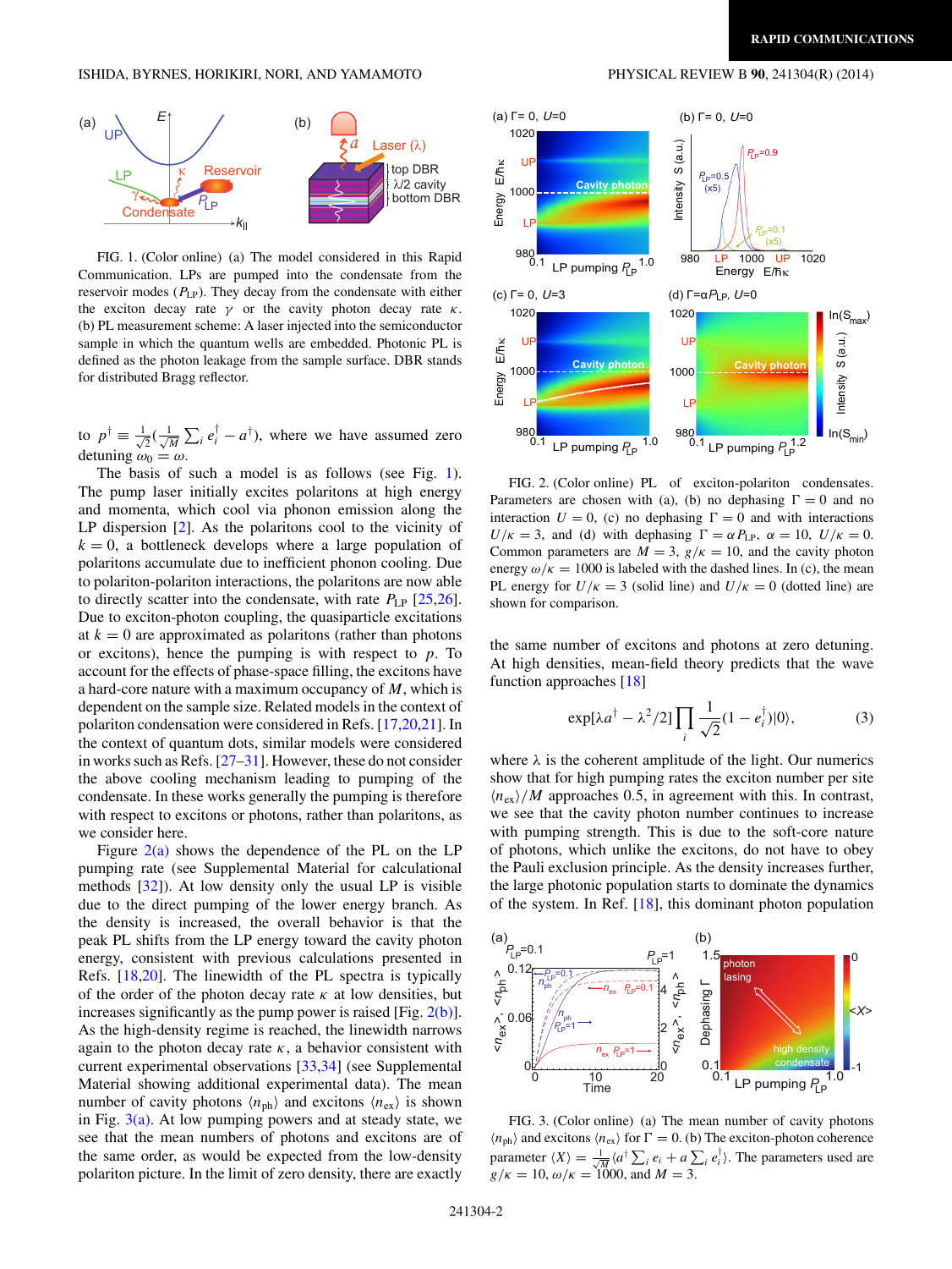(a) E, UP, LP, Reservoir, κ, γ, Condensate, $P_{LP}$, $k_{||}$

(b) Laser (λ), a, top DBR, λ/2 cavity, bottom DBR

FIG. 1. (Color online) (a) The model considered in this Rapid Communication. LPs are pumped into the condensate from the reservoir modes ($P_{LP}$). They decay from the condensate with either the exciton decay rate $\gamma$ or the cavity photon decay rate $\kappa$. (b) PL measurement scheme: A laser injected into the semiconductor sample in which the quantum wells are embedded. Photonic PL is defined as the photon leakage from the sample surface. DBR stands for distributed Bragg reflector.

to $p^\dagger \equiv \frac{1}{\sqrt{2}}(\frac{1}{\sqrt{M}}\sum_i e_i^\dagger - a^\dagger)$, where we have assumed zero detuning $\omega_0 = \omega$.

The basis of such a model is as follows (see Fig. 1). The pump laser initially excites polaritons at high energy and momenta, which cool via phonon emission along the LP dispersion [2]. As the polaritons cool to the vicinity of $k = 0$, a bottleneck develops where a large population of polaritons accumulate due to inefficient phonon cooling. Due to polariton-polariton interactions, the polaritons are now able to directly scatter into the condensate, with rate $P_{LP}$ [25,26]. Due to exciton-photon coupling, the quasiparticle excitations at $k = 0$ are approximated as polaritons (rather than photons or excitons), hence the pumping is with respect to $p$. To account for the effects of phase-space filling, the excitons have a hard-core nature with a maximum occupancy of $M$, which is dependent on the sample size. Related models in the context of polariton condensation were considered in Refs. [17,20,21]. In the context of quantum dots, similar models were considered in works such as Refs. [27–31]. However, these do not consider the above cooling mechanism leading to pumping of the condensate. In these works generally the pumping is therefore with respect to excitons or photons, rather than polaritons, as we consider here.

Figure 2(a) shows the dependence of the PL on the LP pumping rate (see Supplemental Material for calculational methods [32]). At low density only the usual LP is visible due to the direct pumping of the lower energy branch. As the density is increased, the overall behavior is that the peak PL shifts from the LP energy toward the cavity photon energy, consistent with previous calculations presented in Refs. [18,20]. The linewidth of the PL spectra is typically of the order of the photon decay rate $\kappa$ at low densities, but increases significantly as the pump power is raised [Fig. 2(b)]. As the high-density regime is reached, the linewidth narrows again to the photon decay rate $\kappa$, a behavior consistent with current experimental observations [33,34] (see Supplemental Material showing additional experimental data). The mean number of cavity photons $\langle n_{ph}\rangle$ and excitons $\langle n_{ex}\rangle$ is shown in Fig. 3(a). At low pumping powers and at steady state, we see that the mean numbers of photons and excitons are of the same order, as would be expected from the low-density polariton picture. In the limit of zero density, there are exactly the same number of excitons and photons at zero detuning. At high densities, mean-field theory predicts that the wave function approaches [18]

$$\exp[\lambda a^\dagger - \lambda^2/2]\prod_i \frac{1}{\sqrt{2}}(1 - e_i^\dagger)|0\rangle, \tag{3}$$

where $\lambda$ is the coherent amplitude of the light. Our numerics show that for high pumping rates the exciton number per site $\langle n_{ex}\rangle/M$ approaches 0.5, in agreement with this. In contrast, we see that the cavity photon number continues to increase with pumping strength. This is due to the soft-core nature of photons, which unlike the excitons, do not have to obey the Pauli exclusion principle. As the density increases further, the large photonic population starts to dominate the dynamics of the system. In Ref. [18], this dominant photon population

(a) Γ= 0, U=0 — Energy E/ħκ; 1020, UP, 1000, LP, 980; Cavity photon; LP pumping $P_{LP}$; 0.1, 1.0

(b) Γ= 0, U=0 — Intensity S (a.u.); $P_{LP}$=0.9; $P_{LP}$=0.5 (x5); $P_{LP}$=0.1 (x5); Energy E/ħκ; 980, LP, 1000, UP, 1020

(c) Γ= 0, U=3 — Energy E/ħκ; 1020, UP, 1000, LP, 980; Cavity photon; LP pumping $P_{LP}$; 0.1, 1.0

(d) Γ=α$P_{LP}$, U=0 — 1020, UP, 1000, LP, 980; Cavity photon; LP pumping $P_{LP}$; 0.1, 1.2; Intensity S (a.u.); ln($S_{max}$); ln($S_{min}$)

FIG. 2. (Color online) PL of exciton-polariton condensates. Parameters are chosen with (a), (b) no dephasing $\Gamma = 0$ and no interaction $U = 0$, (c) no dephasing $\Gamma = 0$ and with interactions $U/\kappa = 3$, and (d) with dephasing $\Gamma = \alpha P_{LP}$, $\alpha = 10$, $U/\kappa = 0$. Common parameters are $M = 3$, $g/\kappa = 10$, and the cavity photon energy $\omega/\kappa = 1000$ is labeled with the dashed lines. In (c), the mean PL energy for $U/\kappa = 3$ (solid line) and $U/\kappa = 0$ (dotted line) are shown for comparison.

(a) $P_{LP}$=0.1; $P_{LP}$=1; $\langle n_{ex}\rangle$, $\langle n_{ph}\rangle$; 0.12, 0.06, 0; $n_{ph}$ $P_{LP}$=0.1; $n_{ex}$ $P_{LP}$=0.1; $n_{ph}$ $P_{LP}$=1; $n_{ex}$ $P_{LP}$=1; 4, 2, 0; Time; 0, 10, 20

(b) Dephasing Γ; 1.5, 0.1; photon lasing; high density condensate; LP pumping $P_{LP}$; 0.1, 1.0; 0, ⟨X⟩, -1

FIG. 3. (Color online) (a) The mean number of cavity photons $\langle n_{ph}\rangle$ and excitons $\langle n_{ex}\rangle$ for $\Gamma = 0$. (b) The exciton-photon coherence parameter $\langle X\rangle = \frac{1}{\sqrt{M}}\langle a^\dagger \sum_i e_i + a\sum_i e_i^\dagger\rangle$. The parameters used are $g/\kappa = 10$, $\omega/\kappa = 1000$, and $M = 3$.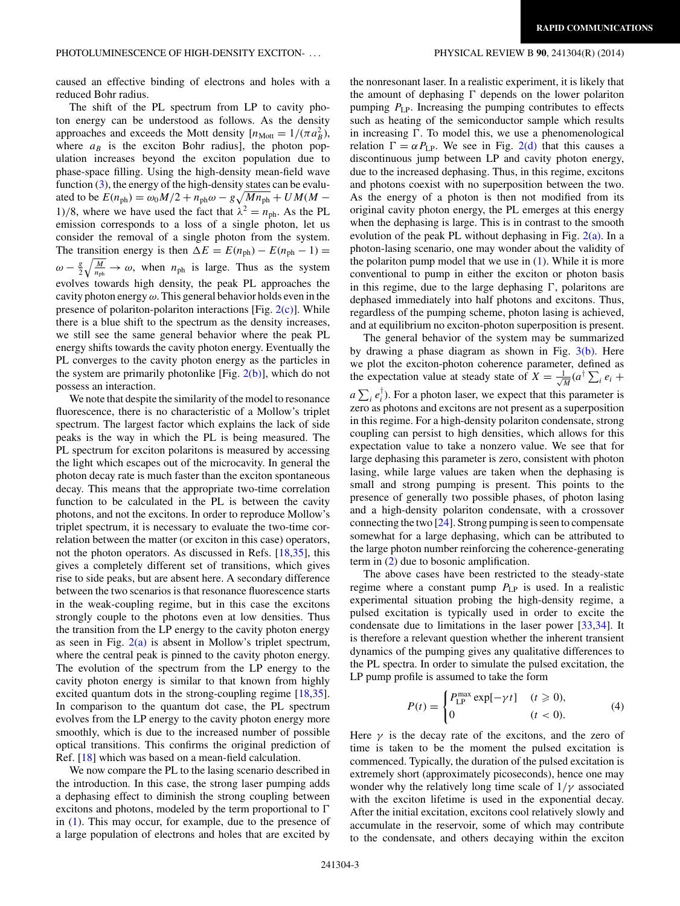caused an effective binding of electrons and holes with a reduced Bohr radius.

The shift of the PL spectrum from LP to cavity photon energy can be understood as follows. As the density approaches and exceeds the Mott density [$n_{\rm Mott} = 1/(\pi a_B^2)$, where $a_B$ is the exciton Bohr radius], the photon population increases beyond the exciton population due to phase-space filling. Using the high-density mean-field wave function (3), the energy of the high-density states can be evaluated to be $E(n_{\rm ph}) = \omega_0 M/2 + n_{\rm ph}\omega - g\sqrt{M n_{\rm ph}} + UM(M-1)/8$, where we have used the fact that $\lambda^2 = n_{\rm ph}$. As the PL emission corresponds to a loss of a single photon, let us consider the removal of a single photon from the system. The transition energy is then $\Delta E = E(n_{\rm ph}) - E(n_{\rm ph}-1) = \omega - \frac{g}{2}\sqrt{\frac{M}{n_{\rm ph}}} \to \omega$, when $n_{\rm ph}$ is large. Thus as the system evolves towards high density, the peak PL approaches the cavity photon energy $\omega$. This general behavior holds even in the presence of polariton-polariton interactions [Fig. 2(c)]. While there is a blue shift to the spectrum as the density increases, we still see the same general behavior where the peak PL energy shifts towards the cavity photon energy. Eventually the PL converges to the cavity photon energy as the particles in the system are primarily photonlike [Fig. 2(b)], which do not possess an interaction.

We note that despite the similarity of the model to resonance fluorescence, there is no characteristic of a Mollow's triplet spectrum. The largest factor which explains the lack of side peaks is the way in which the PL is being measured. The PL spectrum for exciton polaritons is measured by accessing the light which escapes out of the microcavity. In general the photon decay rate is much faster than the exciton spontaneous decay. This means that the appropriate two-time correlation function to be calculated in the PL is between the cavity photons, and not the excitons. In order to reproduce Mollow's triplet spectrum, it is necessary to evaluate the two-time correlation between the matter (or exciton in this case) operators, not the photon operators. As discussed in Refs. [18,35], this gives a completely different set of transitions, which gives rise to side peaks, but are absent here. A secondary difference between the two scenarios is that resonance fluorescence starts in the weak-coupling regime, but in this case the excitons strongly couple to the photons even at low densities. Thus the transition from the LP energy to the cavity photon energy as seen in Fig. 2(a) is absent in Mollow's triplet spectrum, where the central peak is pinned to the cavity photon energy. The evolution of the spectrum from the LP energy to the cavity photon energy is similar to that known from highly excited quantum dots in the strong-coupling regime [18,35]. In comparison to the quantum dot case, the PL spectrum evolves from the LP energy to the cavity photon energy more smoothly, which is due to the increased number of possible optical transitions. This confirms the original prediction of Ref. [18] which was based on a mean-field calculation.

We now compare the PL to the lasing scenario described in the introduction. In this case, the strong laser pumping adds a dephasing effect to diminish the strong coupling between excitons and photons, modeled by the term proportional to $\Gamma$ in (1). This may occur, for example, due to the presence of a large population of electrons and holes that are excited by the nonresonant laser. In a realistic experiment, it is likely that the amount of dephasing $\Gamma$ depends on the lower polariton pumping $P_{\rm LP}$. Increasing the pumping contributes to effects such as heating of the semiconductor sample which results in increasing $\Gamma$. To model this, we use a phenomenological relation $\Gamma = \alpha P_{\rm LP}$. We see in Fig. 2(d) that this causes a discontinuous jump between LP and cavity photon energy, due to the increased dephasing. Thus, in this regime, excitons and photons coexist with no superposition between the two. As the energy of a photon is then not modified from its original cavity photon energy, the PL emerges at this energy when the dephasing is large. This is in contrast to the smooth evolution of the peak PL without dephasing in Fig. 2(a). In a photon-lasing scenario, one may wonder about the validity of the polariton pump model that we use in (1). While it is more conventional to pump in either the exciton or photon basis in this regime, due to the large dephasing $\Gamma$, polaritons are dephased immediately into half photons and excitons. Thus, regardless of the pumping scheme, photon lasing is achieved, and at equilibrium no exciton-photon superposition is present.

The general behavior of the system may be summarized by drawing a phase diagram as shown in Fig. 3(b). Here we plot the exciton-photon coherence parameter, defined as the expectation value at steady state of $X = \frac{1}{\sqrt{M}}(a^\dagger \sum_i e_i + a\sum_i e_i^\dagger)$. For a photon laser, we expect that this parameter is zero as photons and excitons are not present as a superposition in this regime. For a high-density polariton condensate, strong coupling can persist to high densities, which allows for this expectation value to take a nonzero value. We see that for large dephasing this parameter is zero, consistent with photon lasing, while large values are taken when the dephasing is small and strong pumping is present. This points to the presence of generally two possible phases, of photon lasing and a high-density polariton condensate, with a crossover connecting the two [24]. Strong pumping is seen to compensate somewhat for a large dephasing, which can be attributed to the large photon number reinforcing the coherence-generating term in (2) due to bosonic amplification.

The above cases have been restricted to the steady-state regime where a constant pump $P_{\rm LP}$ is used. In a realistic experimental situation probing the high-density regime, a pulsed excitation is typically used in order to excite the condensate due to limitations in the laser power [33,34]. It is therefore a relevant question whether the inherent transient dynamics of the pumping gives any qualitative differences to the PL spectra. In order to simulate the pulsed excitation, the LP pump profile is assumed to take the form

$$P(t) = \begin{cases} P_{\rm LP}^{\rm max} \exp[-\gamma t] & (t \geqslant 0), \\ 0 & (t < 0). \end{cases} \tag{4}$$

Here $\gamma$ is the decay rate of the excitons, and the zero of time is taken to be the moment the pulsed excitation is commenced. Typically, the duration of the pulsed excitation is extremely short (approximately picoseconds), hence one may wonder why the relatively long time scale of $1/\gamma$ associated with the exciton lifetime is used in the exponential decay. After the initial excitation, excitons cool relatively slowly and accumulate in the reservoir, some of which may contribute to the condensate, and others decaying within the exciton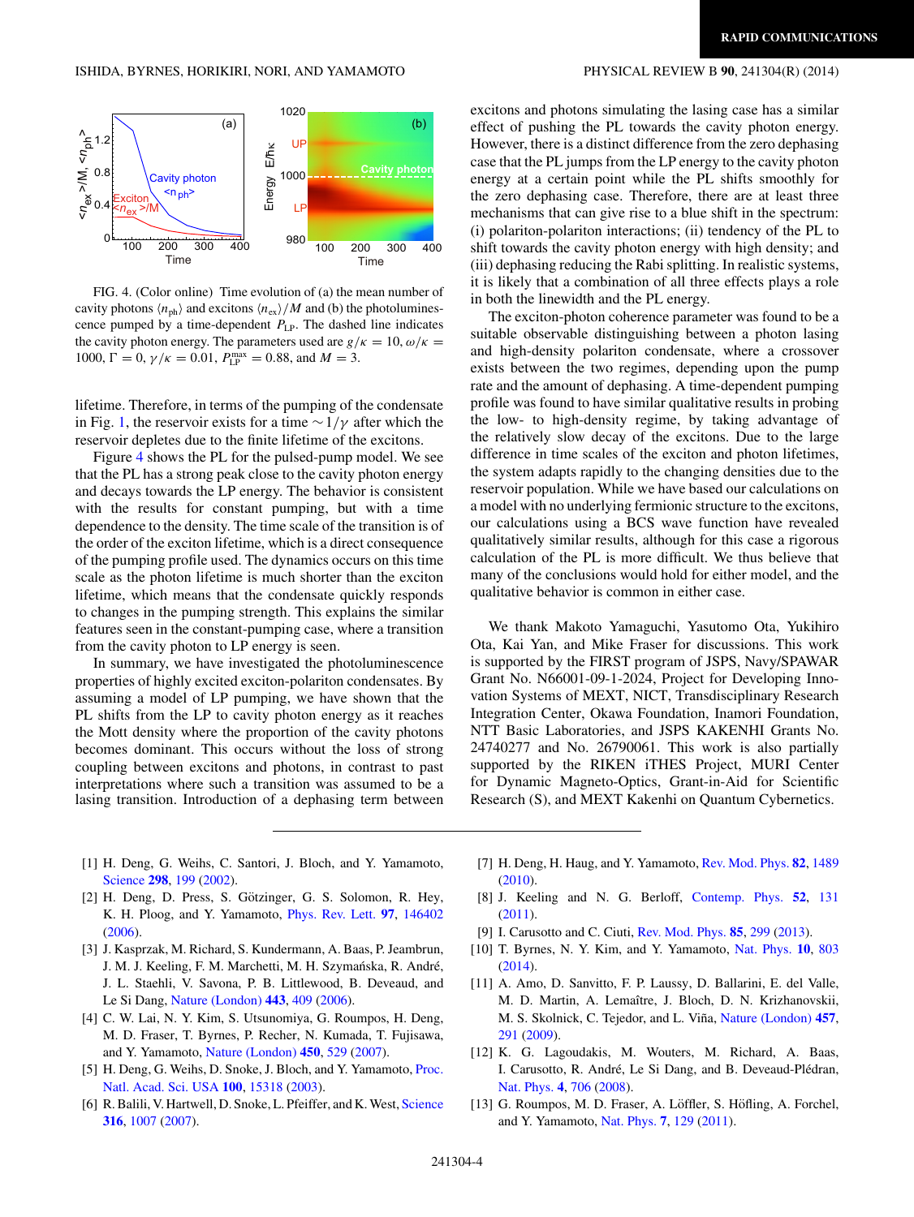(a)

1.2

0.8

0.4

0

$\langle n_{ex} \rangle/M$, $\langle n_{ph} \rangle$

Cavity photon

$\langle n_{ph} \rangle$

Exciton

$\langle n_{ex} \rangle/M$

100 200 300 400

Time

(b)

1020

UP

Cavity photon

1000

LP

980

Energy $E/\hbar\kappa$

100 200 300 400

Time

FIG. 4. (Color online) Time evolution of (a) the mean number of cavity photons $\langle n_{\rm ph} \rangle$ and excitons $\langle n_{\rm ex} \rangle / M$ and (b) the photoluminescence pumped by a time-dependent $P_{\rm LP}$. The dashed line indicates the cavity photon energy. The parameters used are $g/\kappa = 10$, $\omega/\kappa = 1000$, $\Gamma = 0$, $\gamma/\kappa = 0.01$, $P_{\rm LP}^{\rm max} = 0.88$, and $M = 3$.

lifetime. Therefore, in terms of the pumping of the condensate in Fig. 1, the reservoir exists for a time $\sim 1/\gamma$ after which the reservoir depletes due to the finite lifetime of the excitons.

Figure 4 shows the PL for the pulsed-pump model. We see that the PL has a strong peak close to the cavity photon energy and decays towards the LP energy. The behavior is consistent with the results for constant pumping, but with a time dependence to the density. The time scale of the transition is of the order of the exciton lifetime, which is a direct consequence of the pumping profile used. The dynamics occurs on this time scale as the photon lifetime is much shorter than the exciton lifetime, which means that the condensate quickly responds to changes in the pumping strength. This explains the similar features seen in the constant-pumping case, where a transition from the cavity photon to LP energy is seen.

In summary, we have investigated the photoluminescence properties of highly excited exciton-polariton condensates. By assuming a model of LP pumping, we have shown that the PL shifts from the LP to cavity photon energy as it reaches the Mott density where the proportion of the cavity photons becomes dominant. This occurs without the loss of strong coupling between excitons and photons, in contrast to past interpretations where such a transition was assumed to be a lasing transition. Introduction of a dephasing term between excitons and photons simulating the lasing case has a similar effect of pushing the PL towards the cavity photon energy. However, there is a distinct difference from the zero dephasing case that the PL jumps from the LP energy to the cavity photon energy at a certain point while the PL shifts smoothly for the zero dephasing case. Therefore, there are at least three mechanisms that can give rise to a blue shift in the spectrum: (i) polariton-polariton interactions; (ii) tendency of the PL to shift towards the cavity photon energy with high density; and (iii) dephasing reducing the Rabi splitting. In realistic systems, it is likely that a combination of all three effects plays a role in both the linewidth and the PL energy.

The exciton-photon coherence parameter was found to be a suitable observable distinguishing between a photon lasing and high-density polariton condensate, where a crossover exists between the two regimes, depending upon the pump rate and the amount of dephasing. A time-dependent pumping profile was found to have similar qualitative results in probing the low- to high-density regime, by taking advantage of the relatively slow decay of the excitons. Due to the large difference in time scales of the exciton and photon lifetimes, the system adapts rapidly to the changing densities due to the reservoir population. While we have based our calculations on a model with no underlying fermionic structure to the excitons, our calculations using a BCS wave function have revealed qualitatively similar results, although for this case a rigorous calculation of the PL is more difficult. We thus believe that many of the conclusions would hold for either model, and the qualitative behavior is common in either case.

We thank Makoto Yamaguchi, Yasutomo Ota, Yukihiro Ota, Kai Yan, and Mike Fraser for discussions. This work is supported by the FIRST program of JSPS, Navy/SPAWAR Grant No. N66001-09-1-2024, Project for Developing Innovation Systems of MEXT, NICT, Transdisciplinary Research Integration Center, Okawa Foundation, Inamori Foundation, NTT Basic Laboratories, and JSPS KAKENHI Grants No. 24740277 and No. 26790061. This work is also partially supported by the RIKEN iTHES Project, MURI Center for Dynamic Magneto-Optics, Grant-in-Aid for Scientific Research (S), and MEXT Kakenhi on Quantum Cybernetics.

[1] H. Deng, G. Weihs, C. Santori, J. Bloch, and Y. Yamamoto, Science **298**, 199 (2002).

[2] H. Deng, D. Press, S. Götzinger, G. S. Solomon, R. Hey, K. H. Ploog, and Y. Yamamoto, Phys. Rev. Lett. **97**, 146402 (2006).

[3] J. Kasprzak, M. Richard, S. Kundermann, A. Baas, P. Jeambrun, J. M. J. Keeling, F. M. Marchetti, M. H. Szymańska, R. André, J. L. Staehli, V. Savona, P. B. Littlewood, B. Deveaud, and Le Si Dang, Nature (London) **443**, 409 (2006).

[4] C. W. Lai, N. Y. Kim, S. Utsunomiya, G. Roumpos, H. Deng, M. D. Fraser, T. Byrnes, P. Recher, N. Kumada, T. Fujisawa, and Y. Yamamoto, Nature (London) **450**, 529 (2007).

[5] H. Deng, G. Weihs, D. Snoke, J. Bloch, and Y. Yamamoto, Proc. Natl. Acad. Sci. USA **100**, 15318 (2003).

[6] R. Balili, V. Hartwell, D. Snoke, L. Pfeiffer, and K. West, Science **316**, 1007 (2007).

[7] H. Deng, H. Haug, and Y. Yamamoto, Rev. Mod. Phys. **82**, 1489 (2010).

[8] J. Keeling and N. G. Berloff, Contemp. Phys. **52**, 131 (2011).

[9] I. Carusotto and C. Ciuti, Rev. Mod. Phys. **85**, 299 (2013).

[10] T. Byrnes, N. Y. Kim, and Y. Yamamoto, Nat. Phys. **10**, 803 (2014).

[11] A. Amo, D. Sanvitto, F. P. Laussy, D. Ballarini, E. del Valle, M. D. Martin, A. Lemaître, J. Bloch, D. N. Krizhanovskii, M. S. Skolnick, C. Tejedor, and L. Viña, Nature (London) **457**, 291 (2009).

[12] K. G. Lagoudakis, M. Wouters, M. Richard, A. Baas, I. Carusotto, R. André, Le Si Dang, and B. Deveaud-Plédran, Nat. Phys. **4**, 706 (2008).

[13] G. Roumpos, M. D. Fraser, A. Löffler, S. Höfling, A. Forchel, and Y. Yamamoto, Nat. Phys. **7**, 129 (2011).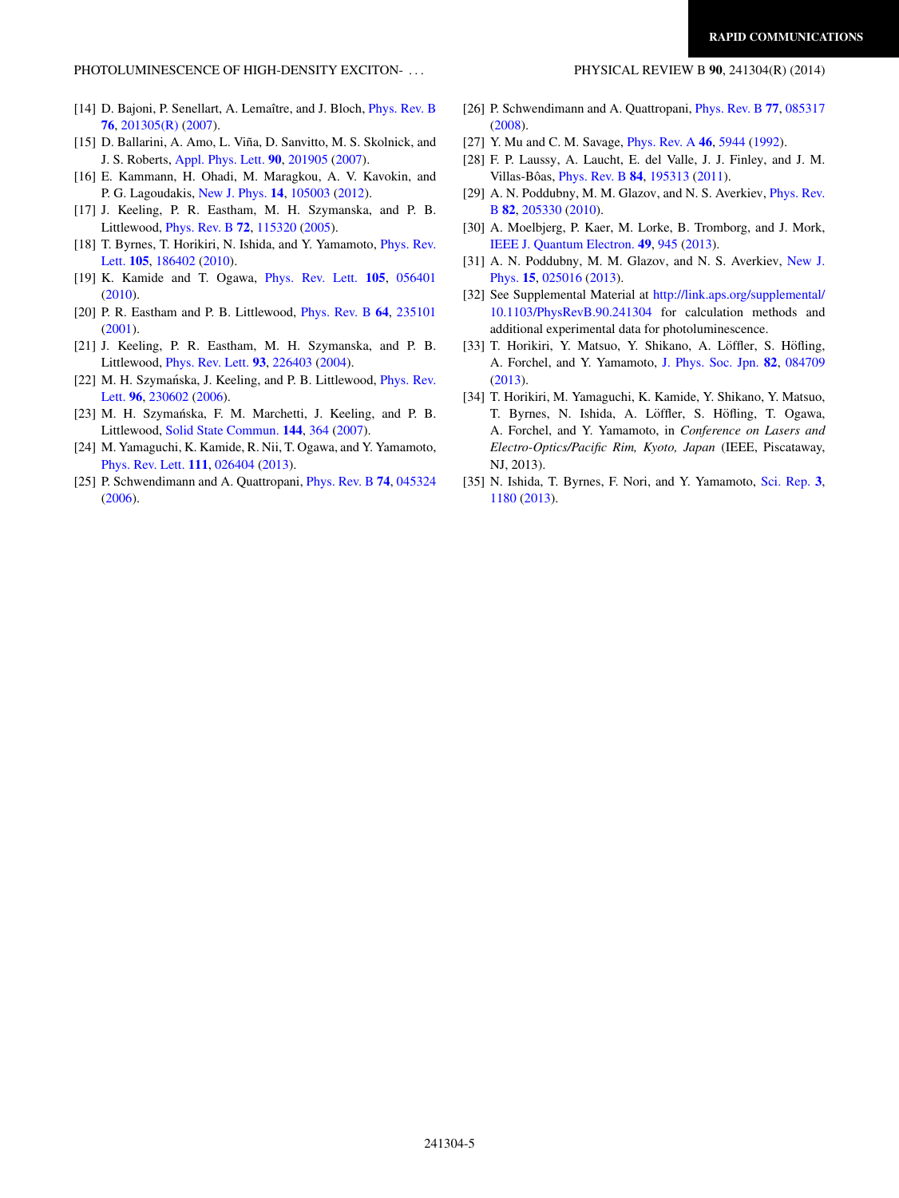[14] D. Bajoni, P. Senellart, A. Lemaître, and J. Bloch, Phys. Rev. B **76**, 201305(R) (2007).

[15] D. Ballarini, A. Amo, L. Viña, D. Sanvitto, M. S. Skolnick, and J. S. Roberts, Appl. Phys. Lett. **90**, 201905 (2007).

[16] E. Kammann, H. Ohadi, M. Maragkou, A. V. Kavokin, and P. G. Lagoudakis, New J. Phys. **14**, 105003 (2012).

[17] J. Keeling, P. R. Eastham, M. H. Szymanska, and P. B. Littlewood, Phys. Rev. B **72**, 115320 (2005).

[18] T. Byrnes, T. Horikiri, N. Ishida, and Y. Yamamoto, Phys. Rev. Lett. **105**, 186402 (2010).

[19] K. Kamide and T. Ogawa, Phys. Rev. Lett. **105**, 056401 (2010).

[20] P. R. Eastham and P. B. Littlewood, Phys. Rev. B **64**, 235101 (2001).

[21] J. Keeling, P. R. Eastham, M. H. Szymanska, and P. B. Littlewood, Phys. Rev. Lett. **93**, 226403 (2004).

[22] M. H. Szymańska, J. Keeling, and P. B. Littlewood, Phys. Rev. Lett. **96**, 230602 (2006).

[23] M. H. Szymańska, F. M. Marchetti, J. Keeling, and P. B. Littlewood, Solid State Commun. **144**, 364 (2007).

[24] M. Yamaguchi, K. Kamide, R. Nii, T. Ogawa, and Y. Yamamoto, Phys. Rev. Lett. **111**, 026404 (2013).

[25] P. Schwendimann and A. Quattropani, Phys. Rev. B **74**, 045324 (2006).

[26] P. Schwendimann and A. Quattropani, Phys. Rev. B **77**, 085317 (2008).

[27] Y. Mu and C. M. Savage, Phys. Rev. A **46**, 5944 (1992).

[28] F. P. Laussy, A. Laucht, E. del Valle, J. J. Finley, and J. M. Villas-Bôas, Phys. Rev. B **84**, 195313 (2011).

[29] A. N. Poddubny, M. M. Glazov, and N. S. Averkiev, Phys. Rev. B **82**, 205330 (2010).

[30] A. Moelbjerg, P. Kaer, M. Lorke, B. Tromborg, and J. Mork, IEEE J. Quantum Electron. **49**, 945 (2013).

[31] A. N. Poddubny, M. M. Glazov, and N. S. Averkiev, New J. Phys. **15**, 025016 (2013).

[32] See Supplemental Material at http://link.aps.org/supplemental/10.1103/PhysRevB.90.241304 for calculation methods and additional experimental data for photoluminescence.

[33] T. Horikiri, Y. Matsuo, Y. Shikano, A. Löffler, S. Höfling, A. Forchel, and Y. Yamamoto, J. Phys. Soc. Jpn. **82**, 084709 (2013).

[34] T. Horikiri, M. Yamaguchi, K. Kamide, Y. Shikano, Y. Matsuo, T. Byrnes, N. Ishida, A. Löffler, S. Höfling, T. Ogawa, A. Forchel, and Y. Yamamoto, in *Conference on Lasers and Electro-Optics/Pacific Rim, Kyoto, Japan* (IEEE, Piscataway, NJ, 2013).

[35] N. Ishida, T. Byrnes, F. Nori, and Y. Yamamoto, Sci. Rep. **3**, 1180 (2013).